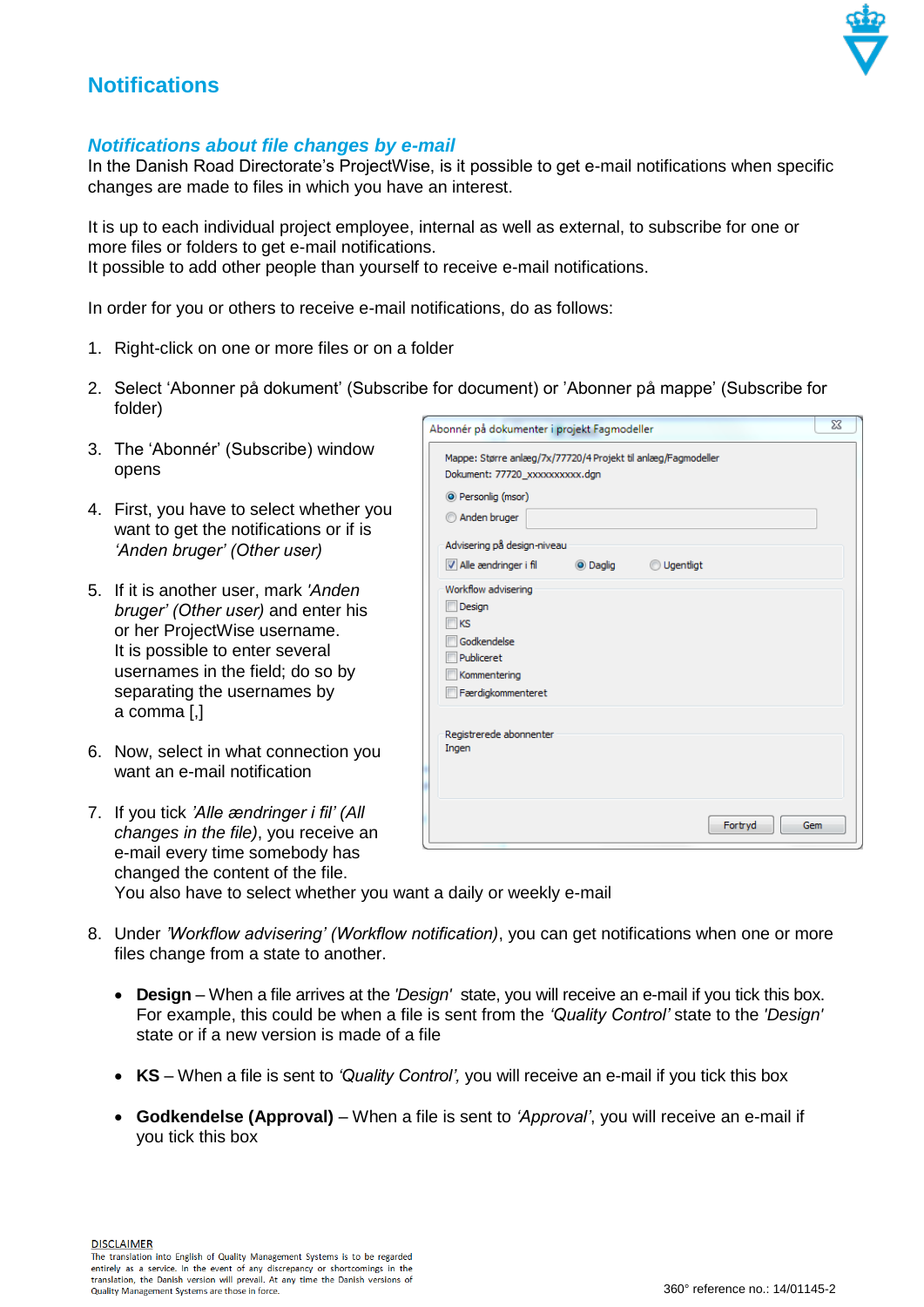# Notifications

## *Notifications about file changes by e-mail*

In the Danish Road Directorate's ProjectWise, is it possible to get e-mail notifications when specific changes are made to files in which you have an interest.

It is up to each individual project employee, internal as well as external, to subscribe for one or more files or folders to get e-mail notifications.
It possible to add other people than yourself to receive e-mail notifications.

In order for you or others to receive e-mail notifications, do as follows:

1. Right-click on one or more files or on a folder
2. Select 'Abonner på dokument' (Subscribe for document) or 'Abonner på mappe' (Subscribe for folder)
3. The 'Abonnér' (Subscribe) window opens
4. First, you have to select whether you want to get the notifications or if is *'Anden bruger' (Other user)*
5. If it is another user, mark *'Anden bruger' (Other user)* and enter his or her ProjectWise username.
   It is possible to enter several usernames in the field; do so by separating the usernames by a comma [,]
6. Now, select in what connection you want an e-mail notification
7. If you tick *'Alle ændringer i fil' (All changes in the file)*, you receive an e-mail every time somebody has changed the content of the file.
   You also have to select whether you want a daily or weekly e-mail
8. Under *'Workflow advisering' (Workflow notification)*, you can get notifications when one or more files change from a state to another.

   - **Design** – When a file arrives at the *'Design'* state, you will receive an e-mail if you tick this box. For example, this could be when a file is sent from the *'Quality Control'* state to the *'Design'* state or if a new version is made of a file
   - **KS** – When a file is sent to *'Quality Control'*, you will receive an e-mail if you tick this box
   - **Godkendelse (Approval)** – When a file is sent to *'Approval'*, you will receive an e-mail if you tick this box

DISCLAIMER
The translation into English of Quality Management Systems is to be regarded entirely as a service. In the event of any discrepancy or shortcomings in the translation, the Danish version will prevail. At any time the Danish versions of Quality Management Systems are those in force.

360° reference no.: 14/01145-2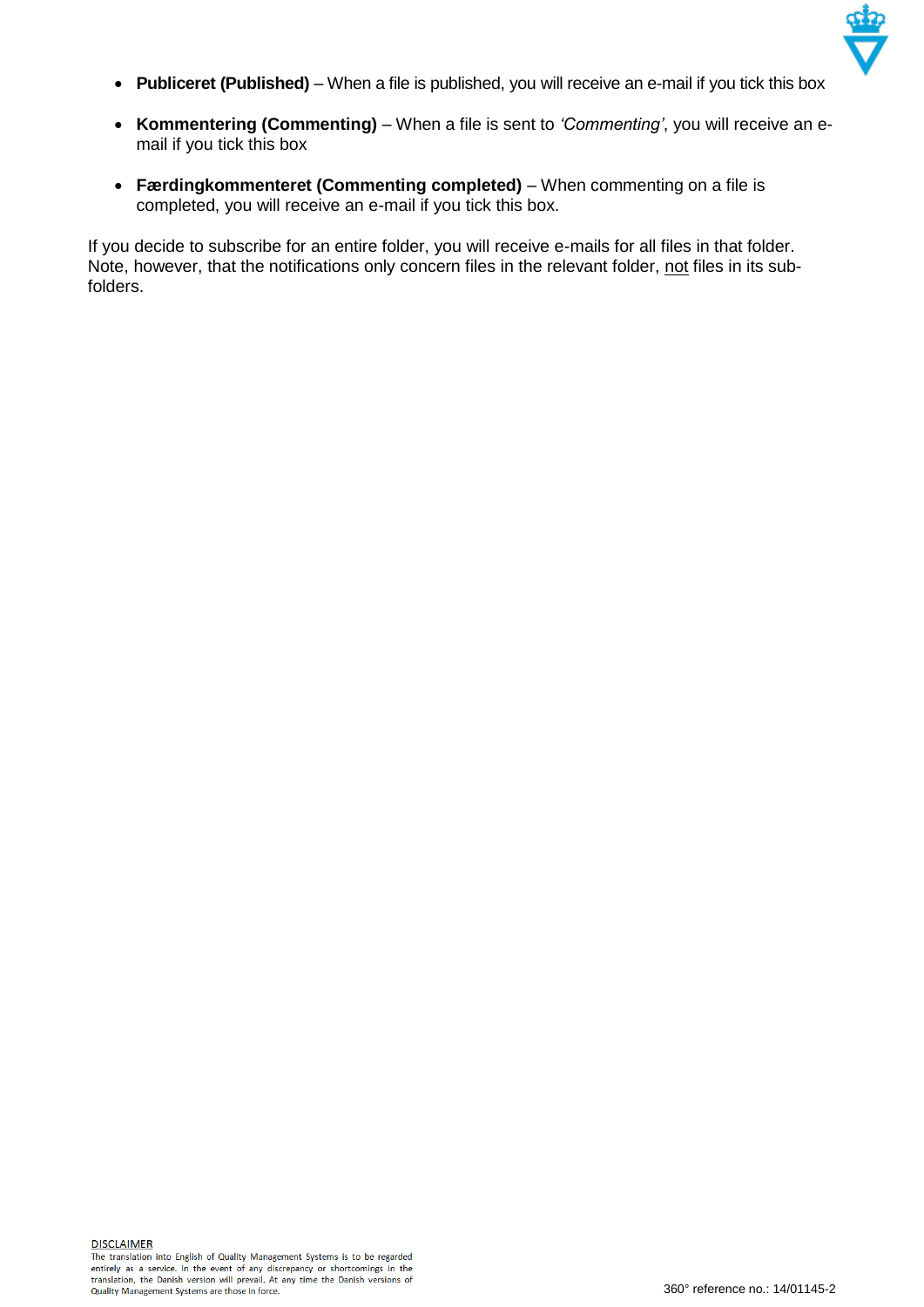- **Publiceret (Published)** – When a file is published, you will receive an e-mail if you tick this box
- **Kommentering (Commenting)** – When a file is sent to *'Commenting'*, you will receive an e-mail if you tick this box
- **Færdingkommenteret (Commenting completed)** – When commenting on a file is completed, you will receive an e-mail if you tick this box.

If you decide to subscribe for an entire folder, you will receive e-mails for all files in that folder. Note, however, that the notifications only concern files in the relevant folder, <u>not</u> files in its sub-folders.

DISCLAIMER
The translation into English of Quality Management Systems is to be regarded entirely as a service. In the event of any discrepancy or shortcomings in the translation, the Danish version will prevail. At any time the Danish versions of Quality Management Systems are those in force.

360° reference no.: 14/01145-2